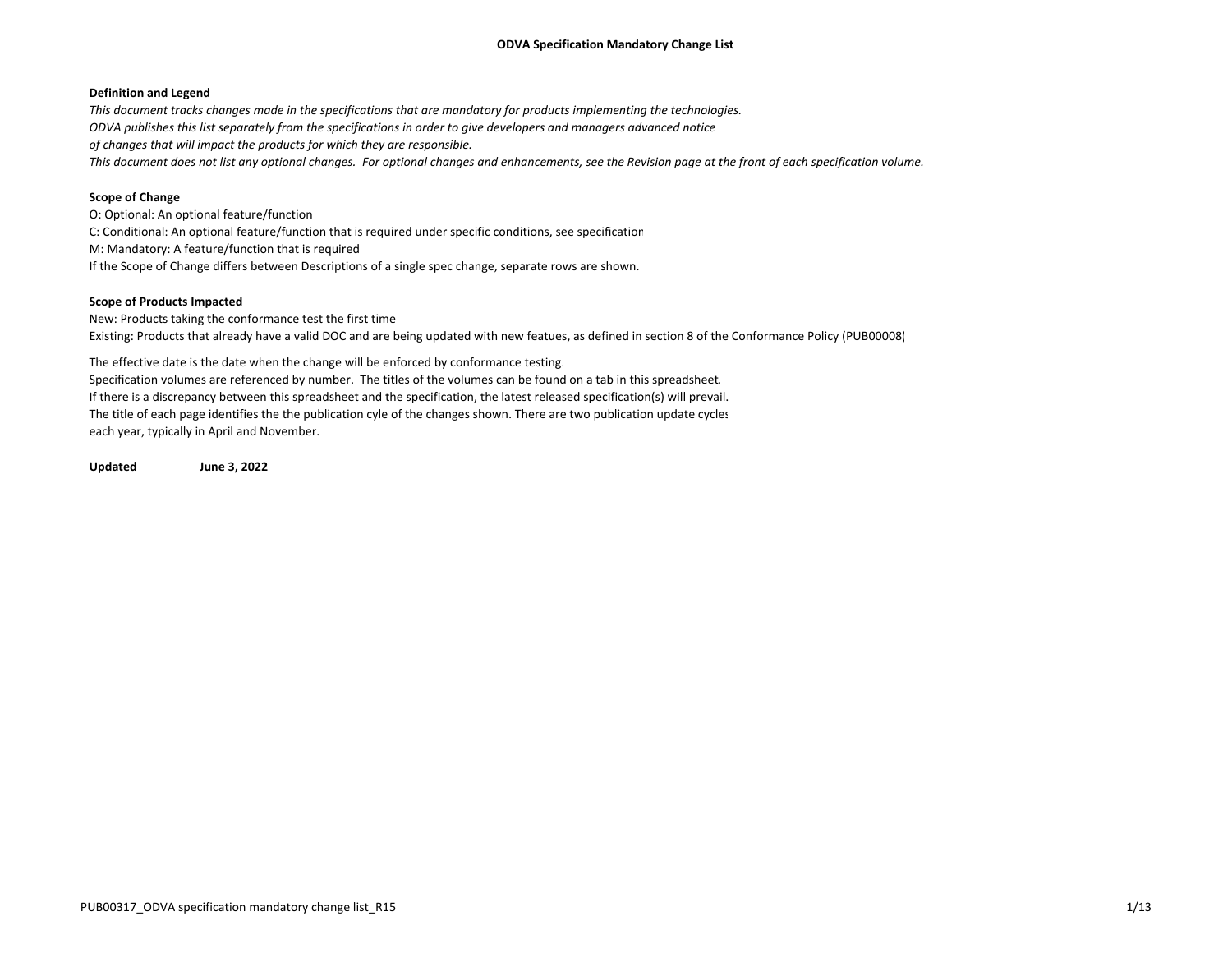# ODVA Specification Mandatory Change List

**Definition and Legend**

*This document tracks changes made in the specifications that are mandatory for products implementing the technologies.*
*ODVA publishes this list separately from the specifications in order to give developers and managers advanced notice*
*of changes that will impact the products for which they are responsible.*
*This document does not list any optional changes. For optional changes and enhancements, see the Revision page at the front of each specification volume.*

**Scope of Change**

O: Optional: An optional feature/function
C: Conditional: An optional feature/function that is required under specific conditions, see specification
M: Mandatory: A feature/function that is required
If the Scope of Change differs between Descriptions of a single spec change, separate rows are shown.

**Scope of Products Impacted**

New: Products taking the conformance test the first time
Existing: Products that already have a valid DOC and are being updated with new featues, as defined in section 8 of the Conformance Policy (PUB00008)

The effective date is the date when the change will be enforced by conformance testing.
Specification volumes are referenced by number. The titles of the volumes can be found on a tab in this spreadsheet.
If there is a discrepancy between this spreadsheet and the specification, the latest released specification(s) will prevail.
The title of each page identifies the the publication cyle of the changes shown. There are two publication update cycles
each year, typically in April and November.

**Updated** **June 3, 2022**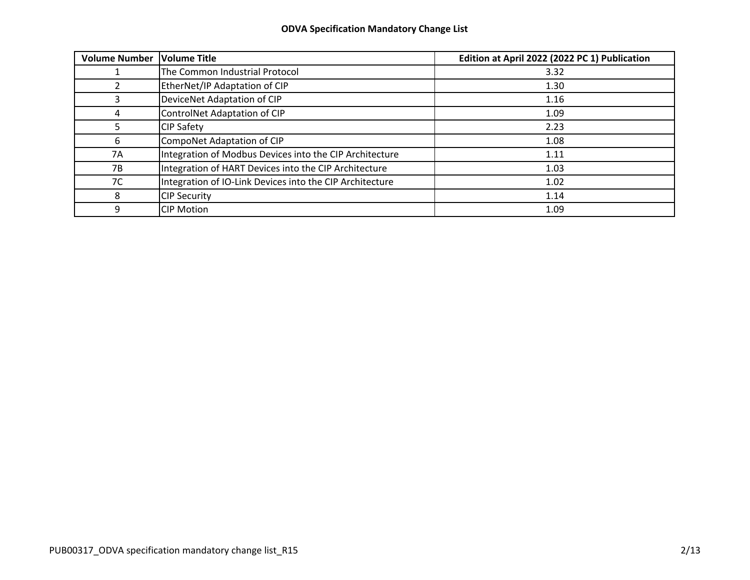**ODVA Specification Mandatory Change List**

| Volume Number | Volume Title | Edition at April 2022 (2022 PC 1) Publication |
|---|---|---|
| 1 | The Common Industrial Protocol | 3.32 |
| 2 | EtherNet/IP Adaptation of CIP | 1.30 |
| 3 | DeviceNet Adaptation of CIP | 1.16 |
| 4 | ControlNet Adaptation of CIP | 1.09 |
| 5 | CIP Safety | 2.23 |
| 6 | CompoNet Adaptation of CIP | 1.08 |
| 7A | Integration of Modbus Devices into the CIP Architecture | 1.11 |
| 7B | Integration of HART Devices into the CIP Architecture | 1.03 |
| 7C | Integration of IO-Link Devices into the CIP Architecture | 1.02 |
| 8 | CIP Security | 1.14 |
| 9 | CIP Motion | 1.09 |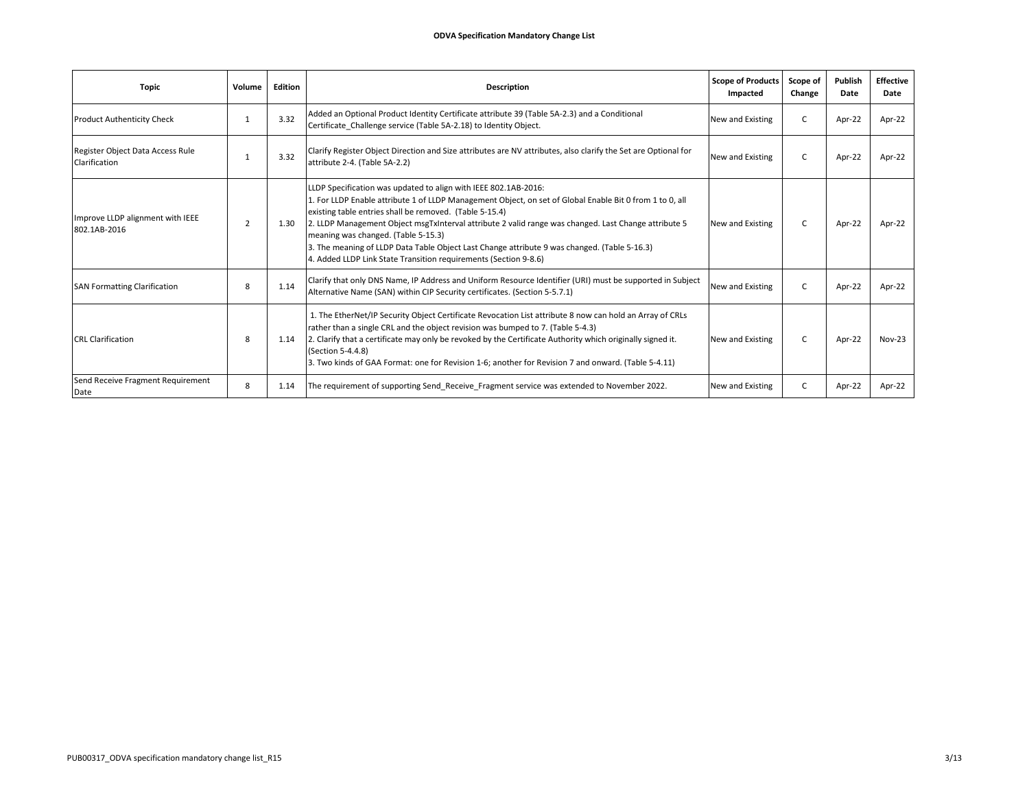**ODVA Specification Mandatory Change List**

| Topic | Volume | Edition | Description | Scope of Products Impacted | Scope of Change | Publish Date | Effective Date |
|---|---|---|---|---|---|---|---|
| Product Authenticity Check | 1 | 3.32 | Added an Optional Product Identity Certificate attribute 39 (Table 5A-2.3) and a Conditional Certificate_Challenge service (Table 5A-2.18) to Identity Object. | New and Existing | C | Apr-22 | Apr-22 |
| Register Object Data Access Rule Clarification | 1 | 3.32 | Clarify Register Object Direction and Size attributes are NV attributes, also clarify the Set are Optional for attribute 2-4. (Table 5A-2.2) | New and Existing | C | Apr-22 | Apr-22 |
| Improve LLDP alignment with IEEE 802.1AB-2016 | 2 | 1.30 | LLDP Specification was updated to align with IEEE 802.1AB-2016:<br>1. For LLDP Enable attribute 1 of LLDP Management Object, on set of Global Enable Bit 0 from 1 to 0, all existing table entries shall be removed. (Table 5-15.4)<br>2. LLDP Management Object msgTxInterval attribute 2 valid range was changed. Last Change attribute 5 meaning was changed. (Table 5-15.3)<br>3. The meaning of LLDP Data Table Object Last Change attribute 9 was changed. (Table 5-16.3)<br>4. Added LLDP Link State Transition requirements (Section 9-8.6) | New and Existing | C | Apr-22 | Apr-22 |
| SAN Formatting Clarification | 8 | 1.14 | Clarify that only DNS Name, IP Address and Uniform Resource Identifier (URI) must be supported in Subject Alternative Name (SAN) within CIP Security certificates. (Section 5-5.7.1) | New and Existing | C | Apr-22 | Apr-22 |
| CRL Clarification | 8 | 1.14 | 1. The EtherNet/IP Security Object Certificate Revocation List attribute 8 now can hold an Array of CRLs rather than a single CRL and the object revision was bumped to 7. (Table 5-4.3)<br>2. Clarify that a certificate may only be revoked by the Certificate Authority which originally signed it. (Section 5-4.4.8)<br>3. Two kinds of GAA Format: one for Revision 1-6; another for Revision 7 and onward. (Table 5-4.11) | New and Existing | C | Apr-22 | Nov-23 |
| Send Receive Fragment Requirement Date | 8 | 1.14 | The requirement of supporting Send_Receive_Fragment service was extended to November 2022. | New and Existing | C | Apr-22 | Apr-22 |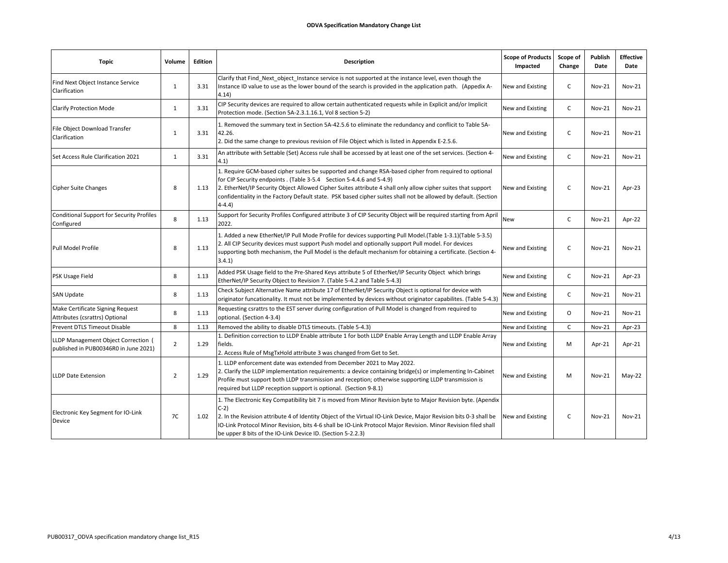**ODVA Specification Mandatory Change List**

| Topic | Volume | Edition | Description | Scope of Products Impacted | Scope of Change | Publish Date | Effective Date |
|---|---|---|---|---|---|---|---|
| Find Next Object Instance Service Clarification | 1 | 3.31 | Clarify that Find_Next_object_Instance service is not supported at the instance level, even though the Instance ID value to use as the lower bound of the search is provided in the application path. (Appedix A-4.14) | New and Existing | C | Nov-21 | Nov-21 |
| Clarify Protection Mode | 1 | 3.31 | CIP Security devices are required to allow certain authenticated requests while in Explicit and/or Implicit Protection mode. (Section 5A-2.3.1.16.1, Vol 8 section 5-2) | New and Existing | C | Nov-21 | Nov-21 |
| File Object Download Transfer Clarification | 1 | 3.31 | 1. Removed the summary text in Section 5A-42.5.6 to eliminate the redundancy and conflict to Table 5A-42.26.<br>2. Did the same change to previous revision of File Object which is listed in Appendix E-2.5.6. | New and Existing | C | Nov-21 | Nov-21 |
| Set Access Rule Clarification 2021 | 1 | 3.31 | An attribute with Settable (Set) Access rule shall be accessed by at least one of the set services. (Section 4-4.1) | New and Existing | C | Nov-21 | Nov-21 |
| Cipher Suite Changes | 8 | 1.13 | 1. Require GCM-based cipher suites be supported and change RSA-based cipher from required to optional for CIP Security endpoints . (Table 3-5.4 Section 5-4.4.6 and 5-4.9)<br>2. EtherNet/IP Security Object Allowed Cipher Suites attribute 4 shall only allow cipher suites that support confidentiality in the Factory Default state. PSK based cipher suites shall not be allowed by default. (Section 4-4.4) | New and Existing | C | Nov-21 | Apr-23 |
| Conditional Support for Security Profiles Configured | 8 | 1.13 | Support for Security Profiles Configured attribute 3 of CIP Security Object will be required starting from April 2022. | New | C | Nov-21 | Apr-22 |
| Pull Model Profile | 8 | 1.13 | 1. Added a new EtherNet/IP Pull Mode Profile for devices supporting Pull Model.(Table 1-3.1)(Table 5-3.5)<br>2. All CIP Security devices must support Push model and optionally support Pull model. For devices supporting both mechanism, the Pull Model is the default mechanism for obtaining a certificate. (Section 4-3.4.1) | New and Existing | C | Nov-21 | Nov-21 |
| PSK Usage Field | 8 | 1.13 | Added PSK Usage field to the Pre-Shared Keys attribute 5 of EtherNet/IP Security Object which brings EtherNet/IP Security Object to Revision 7. (Table 5-4.2 and Table 5-4.3) | New and Existing | C | Nov-21 | Apr-23 |
| SAN Update | 8 | 1.13 | Check Subject Alternative Name attribute 17 of EtherNet/IP Security Object is optional for device with originator funcationality. It must not be implemented by devices without originator capabilites. (Table 5-4.3) | New and Existing | C | Nov-21 | Nov-21 |
| Make Certificate Signing Request Attributes (csrattrs) Optional | 8 | 1.13 | Requesting csrattrs to the EST server during configuration of Pull Model is changed from required to optional. (Section 4-3.4) | New and Existing | O | Nov-21 | Nov-21 |
| Prevent DTLS Timeout Disable | 8 | 1.13 | Removed the ability to disable DTLS timeouts. (Table 5-4.3) | New and Existing | C | Nov-21 | Apr-23 |
| LLDP Management Object Correction ( published in PUB00346R0 in June 2021) | 2 | 1.29 | 1. Definition correction to LLDP Enable attribute 1 for both LLDP Enable Array Length and LLDP Enable Array fields.<br>2. Access Rule of MsgTxHold attribute 3 was changed from Get to Set. | New and Existing | M | Apr-21 | Apr-21 |
| LLDP Date Extension | 2 | 1.29 | 1. LLDP enforcement date was extended from December 2021 to May 2022.<br>2. Clarify the LLDP implementation requirements: a device containing bridge(s) or implementing In-Cabinet Profile must support both LLDP transmission and reception; otherwise supporting LLDP transmission is required but LLDP reception support is optional. (Section 9-8.1) | New and Existing | M | Nov-21 | May-22 |
| Electronic Key Segment for IO-Link Device | 7C | 1.02 | 1. The Electronic Key Compatibility bit 7 is moved from Minor Revision byte to Major Revision byte. (Apendix C-2)<br>2. In the Revision attribute 4 of Identity Object of the Virtual IO-Link Device, Major Revision bits 0-3 shall be IO-Link Protocol Minor Revision, bits 4-6 shall be IO-Link Protocol Major Revision. Minor Revision filed shall be upper 8 bits of the IO-Link Device ID. (Section 5-2.2.3) | New and Existing | C | Nov-21 | Nov-21 |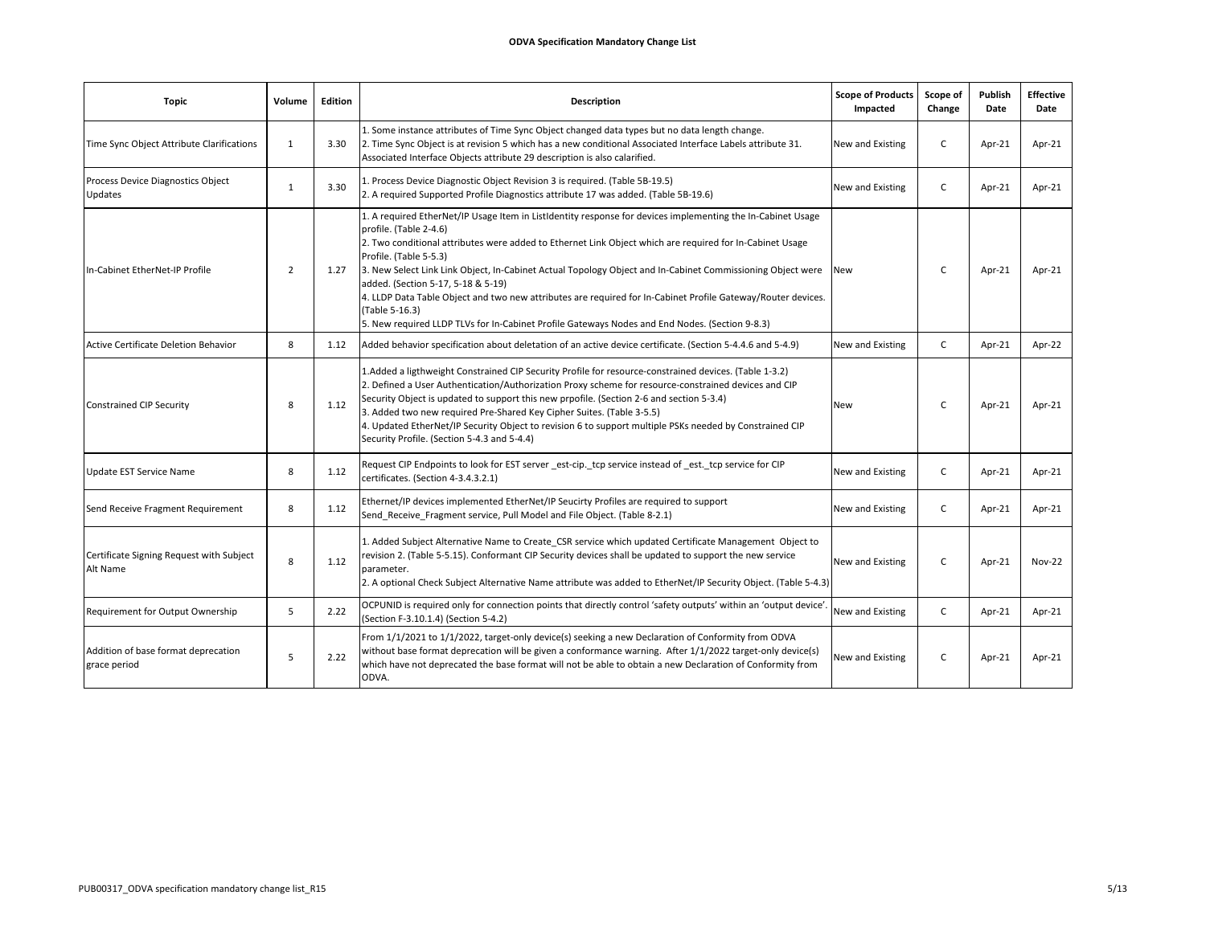**ODVA Specification Mandatory Change List**

| Topic | Volume | Edition | Description | Scope of Products Impacted | Scope of Change | Publish Date | Effective Date |
|---|---|---|---|---|---|---|---|
| Time Sync Object Attribute Clarifications | 1 | 3.30 | 1. Some instance attributes of Time Sync Object changed data types but no data length change.<br>2. Time Sync Object is at revision 5 which has a new conditional Associated Interface Labels attribute 31. Associated Interface Objects attribute 29 description is also calarified. | New and Existing | C | Apr-21 | Apr-21 |
| Process Device Diagnostics Object Updates | 1 | 3.30 | 1. Process Device Diagnostic Object Revision 3 is required. (Table 5B-19.5)<br>2. A required Supported Profile Diagnostics attribute 17 was added. (Table 5B-19.6) | New and Existing | C | Apr-21 | Apr-21 |
| In-Cabinet EtherNet-IP Profile | 2 | 1.27 | 1. A required EtherNet/IP Usage Item in ListIdentity response for devices implementing the In-Cabinet Usage profile. (Table 2-4.6)<br>2. Two conditional attributes were added to Ethernet Link Object which are required for In-Cabinet Usage Profile. (Table 5-5.3)<br>3. New Select Link Link Object, In-Cabinet Actual Topology Object and In-Cabinet Commissioning Object were added. (Section 5-17, 5-18 & 5-19)<br>4. LLDP Data Table Object and two new attributes are required for In-Cabinet Profile Gateway/Router devices. (Table 5-16.3)<br>5. New required LLDP TLVs for In-Cabinet Profile Gateways Nodes and End Nodes. (Section 9-8.3) | New | C | Apr-21 | Apr-21 |
| Active Certificate Deletion Behavior | 8 | 1.12 | Added behavior specification about deletation of an active device certificate. (Section 5-4.4.6 and 5-4.9) | New and Existing | C | Apr-21 | Apr-22 |
| Constrained CIP Security | 8 | 1.12 | 1.Added a ligthweight Constrained CIP Security Profile for resource-constrained devices. (Table 1-3.2)<br>2. Defined a User Authentication/Authorization Proxy scheme for resource-constrained devices and CIP Security Object is updated to support this new prpofile. (Section 2-6 and section 5-3.4)<br>3. Added two new required Pre-Shared Key Cipher Suites. (Table 3-5.5)<br>4. Updated EtherNet/IP Security Object to revision 6 to support multiple PSKs needed by Constrained CIP Security Profile. (Section 5-4.3 and 5-4.4) | New | C | Apr-21 | Apr-21 |
| Update EST Service Name | 8 | 1.12 | Request CIP Endpoints to look for EST server _est-cip._tcp service instead of _est._tcp service for CIP certificates. (Section 4-3.4.3.2.1) | New and Existing | C | Apr-21 | Apr-21 |
| Send Receive Fragment Requirement | 8 | 1.12 | Ethernet/IP devices implemented EtherNet/IP Seucirty Profiles are required to support Send_Receive_Fragment service, Pull Model and File Object. (Table 8-2.1) | New and Existing | C | Apr-21 | Apr-21 |
| Certificate Signing Request with Subject Alt Name | 8 | 1.12 | 1. Added Subject Alternative Name to Create_CSR service which updated Certificate Management Object to revision 2. (Table 5-5.15). Conformant CIP Security devices shall be updated to support the new service parameter.<br>2. A optional Check Subject Alternative Name attribute was added to EtherNet/IP Security Object. (Table 5-4.3) | New and Existing | C | Apr-21 | Nov-22 |
| Requirement for Output Ownership | 5 | 2.22 | OCPUNID is required only for connection points that directly control 'safety outputs' within an 'output device'. (Section F-3.10.1.4) (Section 5-4.2) | New and Existing | C | Apr-21 | Apr-21 |
| Addition of base format deprecation grace period | 5 | 2.22 | From 1/1/2021 to 1/1/2022, target-only device(s) seeking a new Declaration of Conformity from ODVA without base format deprecation will be given a conformance warning. After 1/1/2022 target-only device(s) which have not deprecated the base format will not be able to obtain a new Declaration of Conformity from ODVA. | New and Existing | C | Apr-21 | Apr-21 |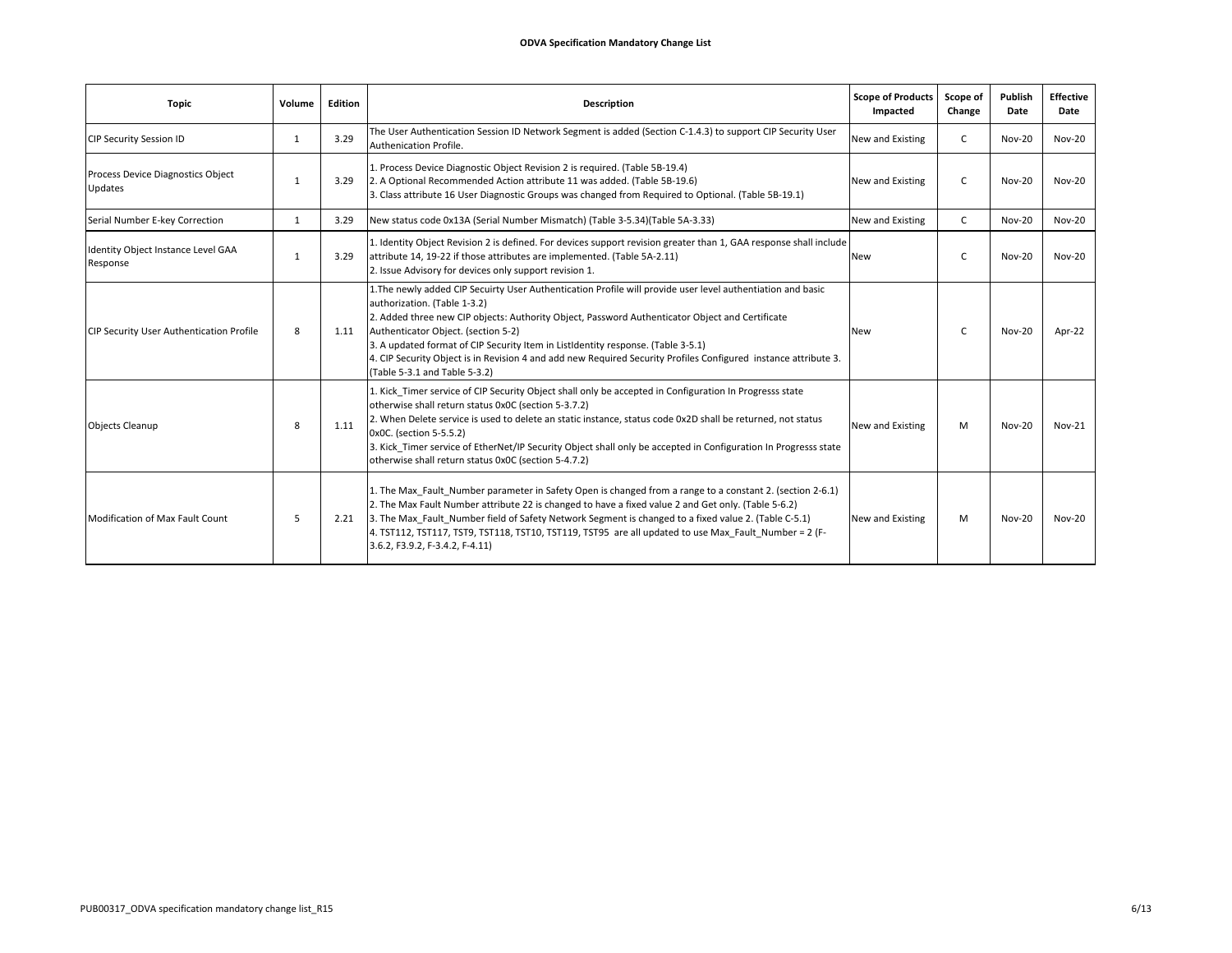**ODVA Specification Mandatory Change List**

| Topic | Volume | Edition | Description | Scope of Products Impacted | Scope of Change | Publish Date | Effective Date |
|---|---|---|---|---|---|---|---|
| CIP Security Session ID | 1 | 3.29 | The User Authentication Session ID Network Segment is added (Section C-1.4.3) to support CIP Security User Authenication Profile. | New and Existing | C | Nov-20 | Nov-20 |
| Process Device Diagnostics Object Updates | 1 | 3.29 | 1. Process Device Diagnostic Object Revision 2 is required. (Table 5B-19.4)<br>2. A Optional Recommended Action attribute 11 was added. (Table 5B-19.6)<br>3. Class attribute 16 User Diagnostic Groups was changed from Required to Optional. (Table 5B-19.1) | New and Existing | C | Nov-20 | Nov-20 |
| Serial Number E-key Correction | 1 | 3.29 | New status code 0x13A (Serial Number Mismatch) (Table 3-5.34)(Table 5A-3.33) | New and Existing | C | Nov-20 | Nov-20 |
| Identity Object Instance Level GAA Response | 1 | 3.29 | 1. Identity Object Revision 2 is defined. For devices support revision greater than 1, GAA response shall include attribute 14, 19-22 if those attributes are implemented. (Table 5A-2.11)<br>2. Issue Advisory for devices only support revision 1. | New | C | Nov-20 | Nov-20 |
| CIP Security User Authentication Profile | 8 | 1.11 | 1.The newly added CIP Secuirty User Authentication Profile will provide user level authentiation and basic authorization. (Table 1-3.2)<br>2. Added three new CIP objects: Authority Object, Password Authenticator Object and Certificate Authenticator Object. (section 5-2)<br>3. A updated format of CIP Security Item in ListIdentity response. (Table 3-5.1)<br>4. CIP Security Object is in Revision 4 and add new Required Security Profiles Configured instance attribute 3. (Table 5-3.1 and Table 5-3.2) | New | C | Nov-20 | Apr-22 |
| Objects Cleanup | 8 | 1.11 | 1. Kick_Timer service of CIP Security Object shall only be accepted in Configuration In Progresss state otherwise shall return status 0x0C (section 5-3.7.2)<br>2. When Delete service is used to delete an static instance, status code 0x2D shall be returned, not status 0x0C. (section 5-5.5.2)<br>3. Kick_Timer service of EtherNet/IP Security Object shall only be accepted in Configuration In Progresss state otherwise shall return status 0x0C (section 5-4.7.2) | New and Existing | M | Nov-20 | Nov-21 |
| Modification of Max Fault Count | 5 | 2.21 | 1. The Max_Fault_Number parameter in Safety Open is changed from a range to a constant 2. (section 2-6.1)<br>2. The Max Fault Number attribute 22 is changed to have a fixed value 2 and Get only. (Table 5-6.2)<br>3. The Max_Fault_Number field of Safety Network Segment is changed to a fixed value 2. (Table C-5.1)<br>4. TST112, TST117, TST9, TST118, TST10, TST119, TST95 are all updated to use Max_Fault_Number = 2 (F-3.6.2, F3.9.2, F-3.4.2, F-4.11) | New and Existing | M | Nov-20 | Nov-20 |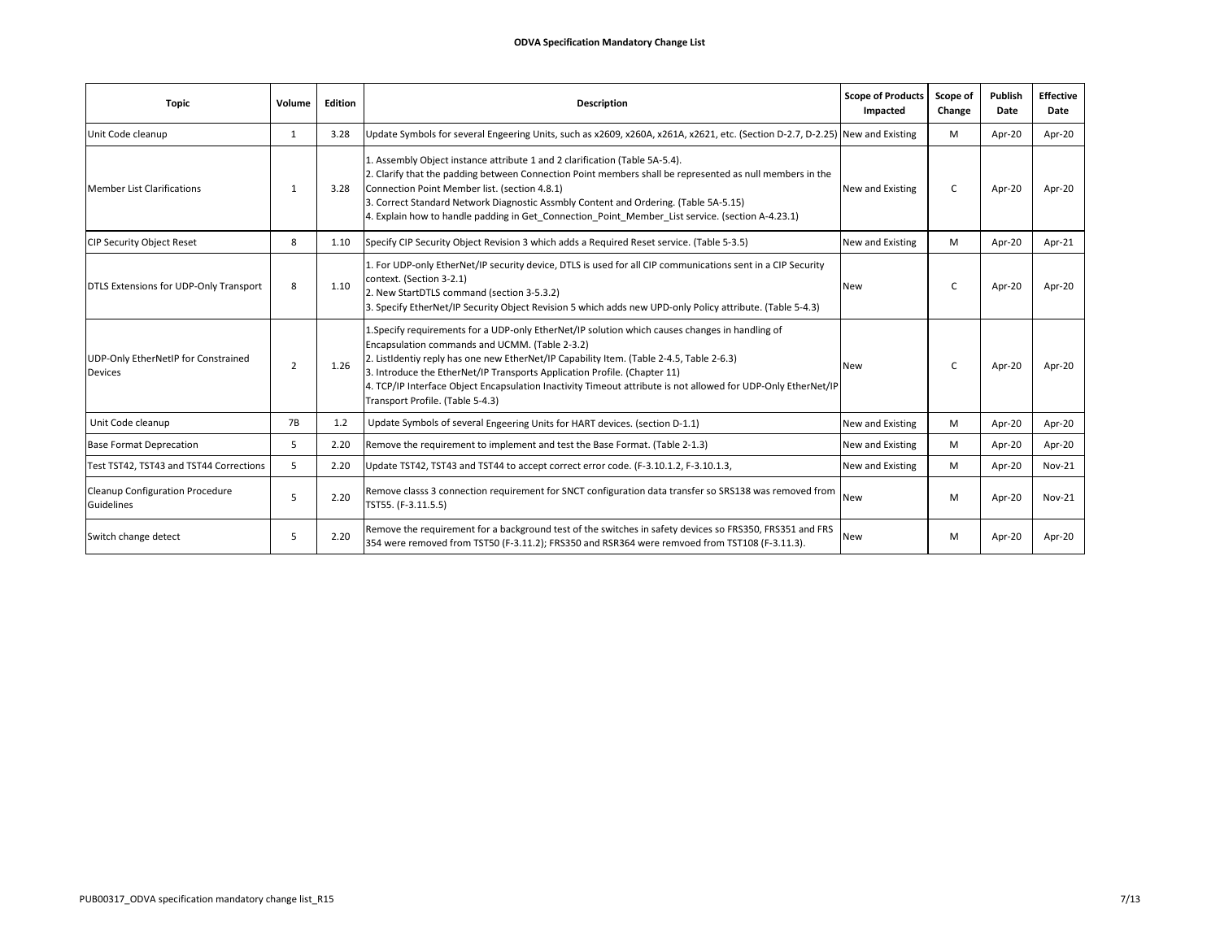**ODVA Specification Mandatory Change List**

| Topic | Volume | Edition | Description | Scope of Products Impacted | Scope of Change | Publish Date | Effective Date |
|---|---|---|---|---|---|---|---|
| Unit Code cleanup | 1 | 3.28 | Update Symbols for several Engeering Units, such as x2609, x260A, x261A, x2621, etc. (Section D-2.7, D-2.25) | New and Existing | M | Apr-20 | Apr-20 |
| Member List Clarifications | 1 | 3.28 | 1. Assembly Object instance attribute 1 and 2 clarification (Table 5A-5.4).<br>2. Clarify that the padding between Connection Point members shall be represented as null members in the Connection Point Member list. (section 4.8.1)<br>3. Correct Standard Network Diagnostic Assmbly Content and Ordering. (Table 5A-5.15)<br>4. Explain how to handle padding in Get_Connection_Point_Member_List service. (section A-4.23.1) | New and Existing | C | Apr-20 | Apr-20 |
| CIP Security Object Reset | 8 | 1.10 | Specify CIP Security Object Revision 3 which adds a Required Reset service. (Table 5-3.5) | New and Existing | M | Apr-20 | Apr-21 |
| DTLS Extensions for UDP-Only Transport | 8 | 1.10 | 1. For UDP-only EtherNet/IP security device, DTLS is used for all CIP communications sent in a CIP Security context. (Section 3-2.1)<br>2. New StartDTLS command (section 3-5.3.2)<br>3. Specify EtherNet/IP Security Object Revision 5 which adds new UPD-only Policy attribute. (Table 5-4.3) | New | C | Apr-20 | Apr-20 |
| UDP-Only EtherNetIP for Constrained Devices | 2 | 1.26 | 1.Specify requirements for a UDP-only EtherNet/IP solution which causes changes in handling of Encapsulation commands and UCMM. (Table 2-3.2)<br>2. ListIdentiy reply has one new EtherNet/IP Capability Item. (Table 2-4.5, Table 2-6.3)<br>3. Introduce the EtherNet/IP Transports Application Profile. (Chapter 11)<br>4. TCP/IP Interface Object Encapsulation Inactivity Timeout attribute is not allowed for UDP-Only EtherNet/IP Transport Profile. (Table 5-4.3) | New | C | Apr-20 | Apr-20 |
| Unit Code cleanup | 7B | 1.2 | Update Symbols of several Engeering Units for HART devices. (section D-1.1) | New and Existing | M | Apr-20 | Apr-20 |
| Base Format Deprecation | 5 | 2.20 | Remove the requirement to implement and test the Base Format. (Table 2-1.3) | New and Existing | M | Apr-20 | Apr-20 |
| Test TST42, TST43 and TST44 Corrections | 5 | 2.20 | Update TST42, TST43 and TST44 to accept correct error code. (F-3.10.1.2, F-3.10.1.3, | New and Existing | M | Apr-20 | Nov-21 |
| Cleanup Configuration Procedure Guidelines | 5 | 2.20 | Remove classs 3 connection requirement for SNCT configuration data transfer so SRS138 was removed from TST55. (F-3.11.5.5) | New | M | Apr-20 | Nov-21 |
| Switch change detect | 5 | 2.20 | Remove the requirement for a background test of the switches in safety devices so FRS350, FRS351 and FRS 354 were removed from TST50 (F-3.11.2); FRS350 and RSR364 were remvoed from TST108 (F-3.11.3). | New | M | Apr-20 | Apr-20 |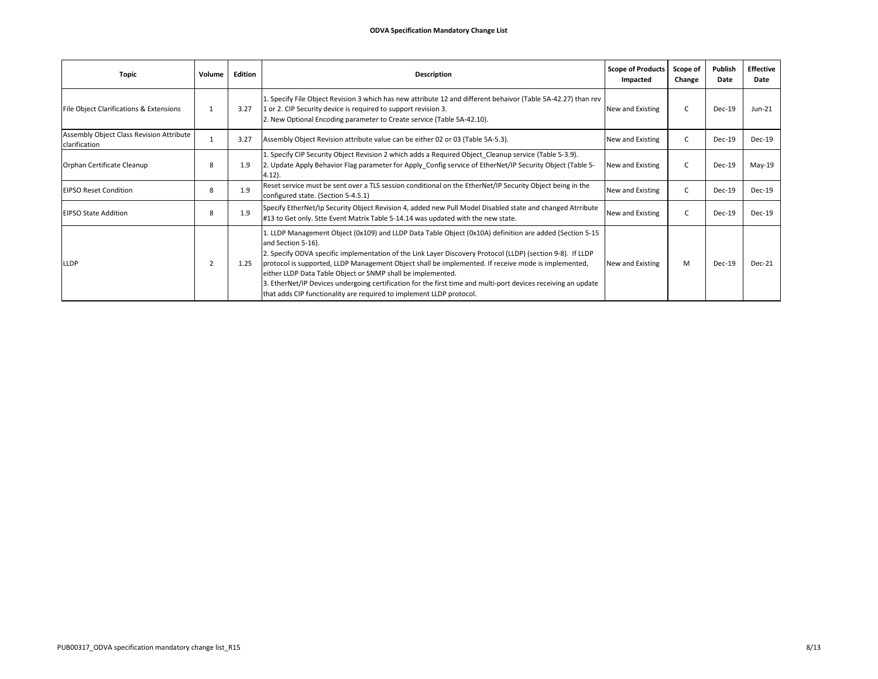**ODVA Specification Mandatory Change List**

| Topic | Volume | Edition | Description | Scope of Products Impacted | Scope of Change | Publish Date | Effective Date |
|---|---|---|---|---|---|---|---|
| File Object Clarifications & Extensions | 1 | 3.27 | 1. Specify File Object Revision 3 which has new attribute 12 and different behaivor (Table 5A-42.27) than rev 1 or 2. CIP Security device is required to support revision 3.<br>2. New Optional Encoding parameter to Create service (Table 5A-42.10). | New and Existing | C | Dec-19 | Jun-21 |
| Assembly Object Class Revision Attribute clarification | 1 | 3.27 | Assembly Object Revision attribute value can be either 02 or 03 (Table 5A-5.3). | New and Existing | C | Dec-19 | Dec-19 |
| Orphan Certificate Cleanup | 8 | 1.9 | 1. Specify CIP Security Object Revision 2 which adds a Required Object_Cleanup service (Table 5-3.9).<br>2. Update Apply Behavior Flag parameter for Apply_Config service of EtherNet/IP Security Object (Table 5-4.12). | New and Existing | C | Dec-19 | May-19 |
| EIPSO Reset Condition | 8 | 1.9 | Reset service must be sent over a TLS session conditional on the EtherNet/IP Security Object being in the configured state. (Section 5-4.5.1) | New and Existing | C | Dec-19 | Dec-19 |
| EIPSO State Addition | 8 | 1.9 | Specify EtherNet/Ip Security Object Revision 4, added new Pull Model Disabled state and changed Atrribute #13 to Get only. Stte Event Matrix Table 5-14.14 was updated with the new state. | New and Existing | C | Dec-19 | Dec-19 |
| LLDP | 2 | 1.25 | 1. LLDP Management Object (0x109) and LLDP Data Table Object (0x10A) definition are added (Section 5-15 and Section 5-16).<br>2. Specify ODVA specific implementation of the Link Layer Discovery Protocol (LLDP) (section 9-8). If LLDP protocol is supported, LLDP Management Object shall be implemented. If receive mode is implemented, either LLDP Data Table Object or SNMP shall be implemented.<br>3. EtherNet/IP Devices undergoing certification for the first time and multi-port devices receiving an update that adds CIP functionality are required to implement LLDP protocol. | New and Existing | M | Dec-19 | Dec-21 |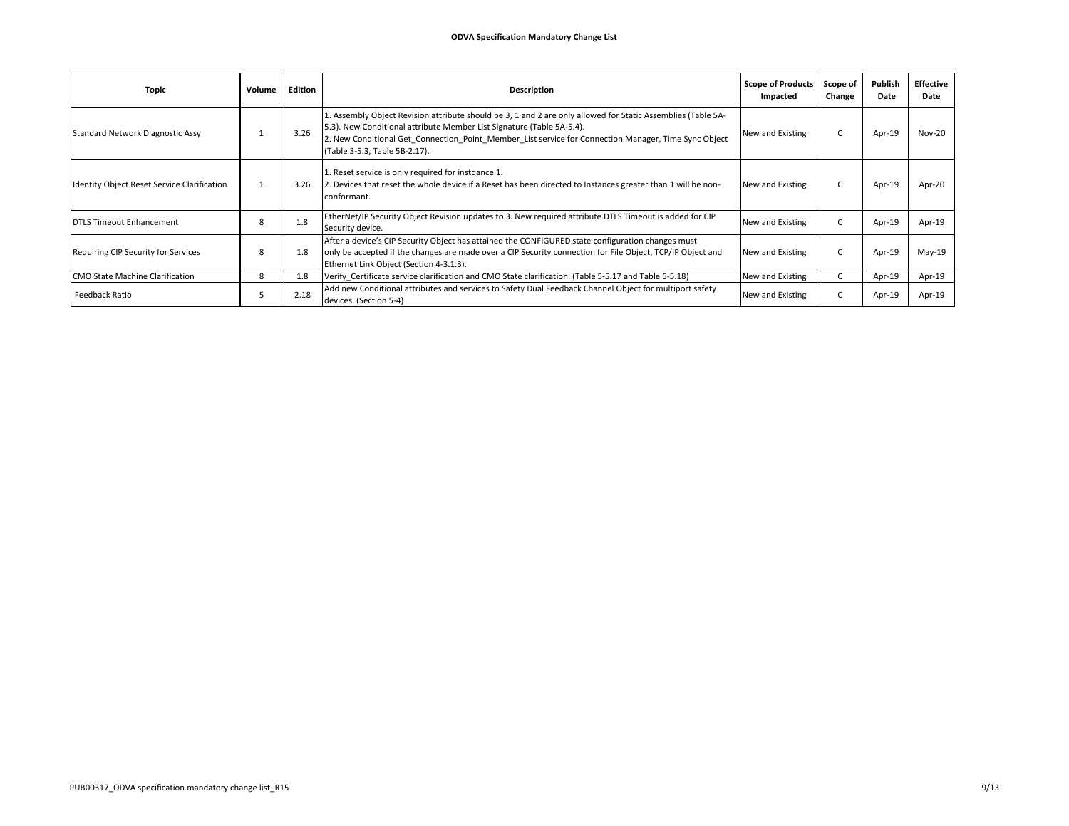**ODVA Specification Mandatory Change List**

| Topic | Volume | Edition | Description | Scope of Products Impacted | Scope of Change | Publish Date | Effective Date |
|---|---|---|---|---|---|---|---|
| Standard Network Diagnostic Assy | 1 | 3.26 | 1. Assembly Object Revision attribute should be 3, 1 and 2 are only allowed for Static Assemblies (Table 5A-5.3). New Conditional attribute Member List Signature (Table 5A-5.4).<br>2. New Conditional Get_Connection_Point_Member_List service for Connection Manager, Time Sync Object (Table 3-5.3, Table 5B-2.17). | New and Existing | C | Apr-19 | Nov-20 |
| Identity Object Reset Service Clarification | 1 | 3.26 | 1. Reset service is only required for instqance 1.<br>2. Devices that reset the whole device if a Reset has been directed to Instances greater than 1 will be non-conformant. | New and Existing | C | Apr-19 | Apr-20 |
| DTLS Timeout Enhancement | 8 | 1.8 | EtherNet/IP Security Object Revision updates to 3. New required attribute DTLS Timeout is added for CIP Security device. | New and Existing | C | Apr-19 | Apr-19 |
| Requiring CIP Security for Services | 8 | 1.8 | After a device's CIP Security Object has attained the CONFIGURED state configuration changes must only be accepted if the changes are made over a CIP Security connection for File Object, TCP/IP Object and Ethernet Link Object (Section 4-3.1.3). | New and Existing | C | Apr-19 | May-19 |
| CMO State Machine Clarification | 8 | 1.8 | Verify_Certificate service clarification and CMO State clarification. (Table 5-5.17 and Table 5-5.18) | New and Existing | C | Apr-19 | Apr-19 |
| Feedback Ratio | 5 | 2.18 | Add new Conditional attributes and services to Safety Dual Feedback Channel Object for multiport safety devices. (Section 5-4) | New and Existing | C | Apr-19 | Apr-19 |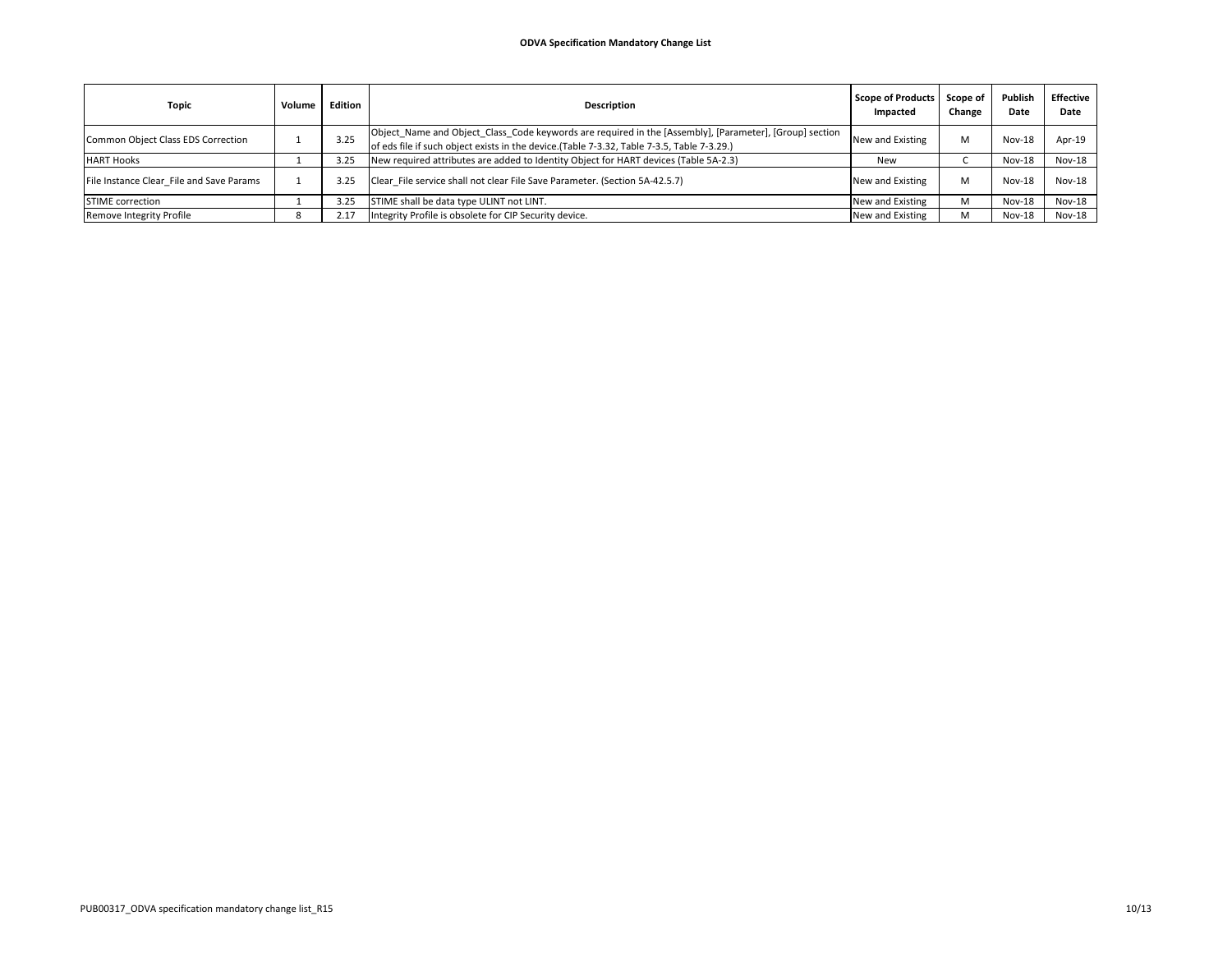**ODVA Specification Mandatory Change List**

| Topic | Volume | Edition | Description | Scope of Products Impacted | Scope of Change | Publish Date | Effective Date |
|---|---|---|---|---|---|---|---|
| Common Object Class EDS Correction | 1 | 3.25 | Object_Name and Object_Class_Code keywords are required in the [Assembly], [Parameter], [Group] section of eds file if such object exists in the device.(Table 7-3.32, Table 7-3.5, Table 7-3.29.) | New and Existing | M | Nov-18 | Apr-19 |
| HART Hooks | 1 | 3.25 | New required attributes are added to Identity Object for HART devices (Table 5A-2.3) | New | C | Nov-18 | Nov-18 |
| File Instance Clear_File and Save Params | 1 | 3.25 | Clear_File service shall not clear File Save Parameter. (Section 5A-42.5.7) | New and Existing | M | Nov-18 | Nov-18 |
| STIME correction | 1 | 3.25 | STIME shall be data type ULINT not LINT. | New and Existing | M | Nov-18 | Nov-18 |
| Remove Integrity Profile | 8 | 2.17 | Integrity Profile is obsolete for CIP Security device. | New and Existing | M | Nov-18 | Nov-18 |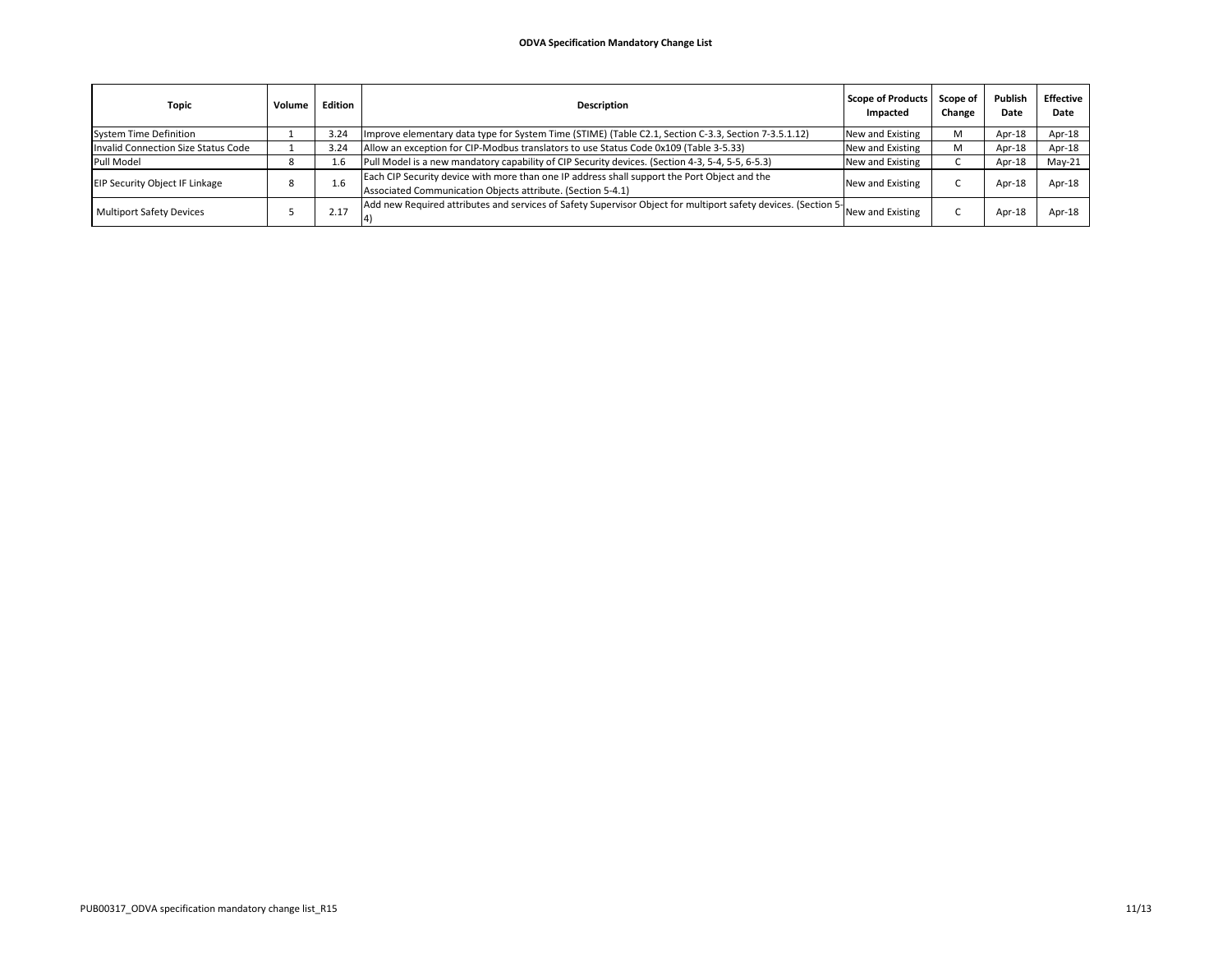**ODVA Specification Mandatory Change List**

| Topic | Volume | Edition | Description | Scope of Products Impacted | Scope of Change | Publish Date | Effective Date |
|---|---|---|---|---|---|---|---|
| System Time Definition | 1 | 3.24 | Improve elementary data type for System Time (STIME) (Table C2.1, Section C-3.3, Section 7-3.5.1.12) | New and Existing | M | Apr-18 | Apr-18 |
| Invalid Connection Size Status Code | 1 | 3.24 | Allow an exception for CIP-Modbus translators to use Status Code 0x109 (Table 3-5.33) | New and Existing | M | Apr-18 | Apr-18 |
| Pull Model | 8 | 1.6 | Pull Model is a new mandatory capability of CIP Security devices. (Section 4-3, 5-4, 5-5, 6-5.3) | New and Existing | C | Apr-18 | May-21 |
| EIP Security Object IF Linkage | 8 | 1.6 | Each CIP Security device with more than one IP address shall support the Port Object and the Associated Communication Objects attribute. (Section 5-4.1) | New and Existing | C | Apr-18 | Apr-18 |
| Multiport Safety Devices | 5 | 2.17 | Add new Required attributes and services of Safety Supervisor Object for multiport safety devices. (Section 5-4) | New and Existing | C | Apr-18 | Apr-18 |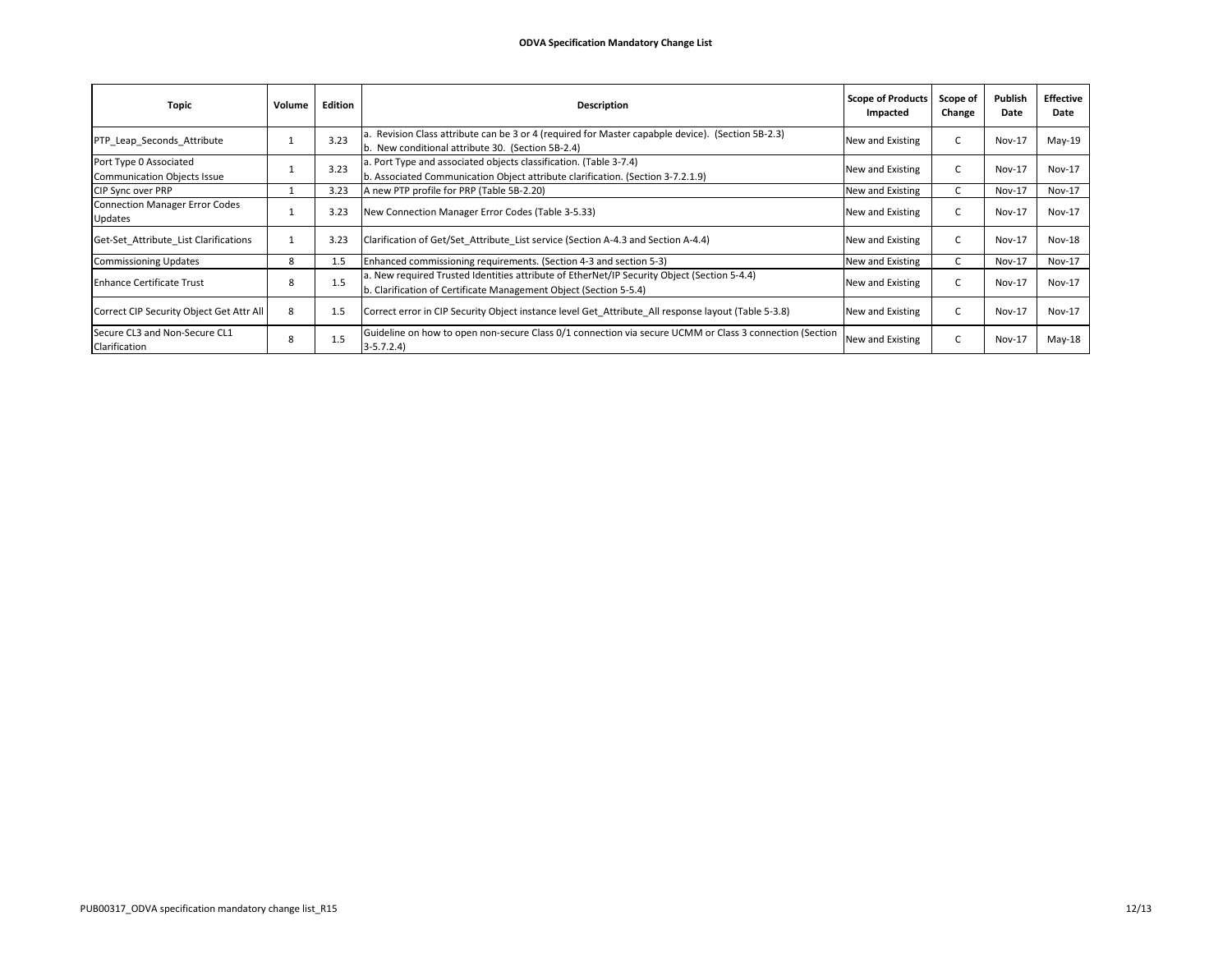**ODVA Specification Mandatory Change List**

| Topic | Volume | Edition | Description | Scope of Products Impacted | Scope of Change | Publish Date | Effective Date |
|---|---|---|---|---|---|---|---|
| PTP_Leap_Seconds_Attribute | 1 | 3.23 | a. Revision Class attribute can be 3 or 4 (required for Master capabple device). (Section 5B-2.3)<br>b. New conditional attribute 30. (Section 5B-2.4) | New and Existing | C | Nov-17 | May-19 |
| Port Type 0 Associated Communication Objects Issue | 1 | 3.23 | a. Port Type and associated objects classification. (Table 3-7.4)<br>b. Associated Communication Object attribute clarification. (Section 3-7.2.1.9) | New and Existing | C | Nov-17 | Nov-17 |
| CIP Sync over PRP | 1 | 3.23 | A new PTP profile for PRP (Table 5B-2.20) | New and Existing | C | Nov-17 | Nov-17 |
| Connection Manager Error Codes Updates | 1 | 3.23 | New Connection Manager Error Codes (Table 3-5.33) | New and Existing | C | Nov-17 | Nov-17 |
| Get-Set_Attribute_List Clarifications | 1 | 3.23 | Clarification of Get/Set_Attribute_List service (Section A-4.3 and Section A-4.4) | New and Existing | C | Nov-17 | Nov-18 |
| Commissioning Updates | 8 | 1.5 | Enhanced commissioning requirements. (Section 4-3 and section 5-3) | New and Existing | C | Nov-17 | Nov-17 |
| Enhance Certificate Trust | 8 | 1.5 | a. New required Trusted Identities attribute of EtherNet/IP Security Object (Section 5-4.4)<br>b. Clarification of Certificate Management Object (Section 5-5.4) | New and Existing | C | Nov-17 | Nov-17 |
| Correct CIP Security Object Get Attr All | 8 | 1.5 | Correct error in CIP Security Object instance level Get_Attribute_All response layout (Table 5-3.8) | New and Existing | C | Nov-17 | Nov-17 |
| Secure CL3 and Non-Secure CL1 Clarification | 8 | 1.5 | Guideline on how to open non-secure Class 0/1 connection via secure UCMM or Class 3 connection (Section 3-5.7.2.4) | New and Existing | C | Nov-17 | May-18 |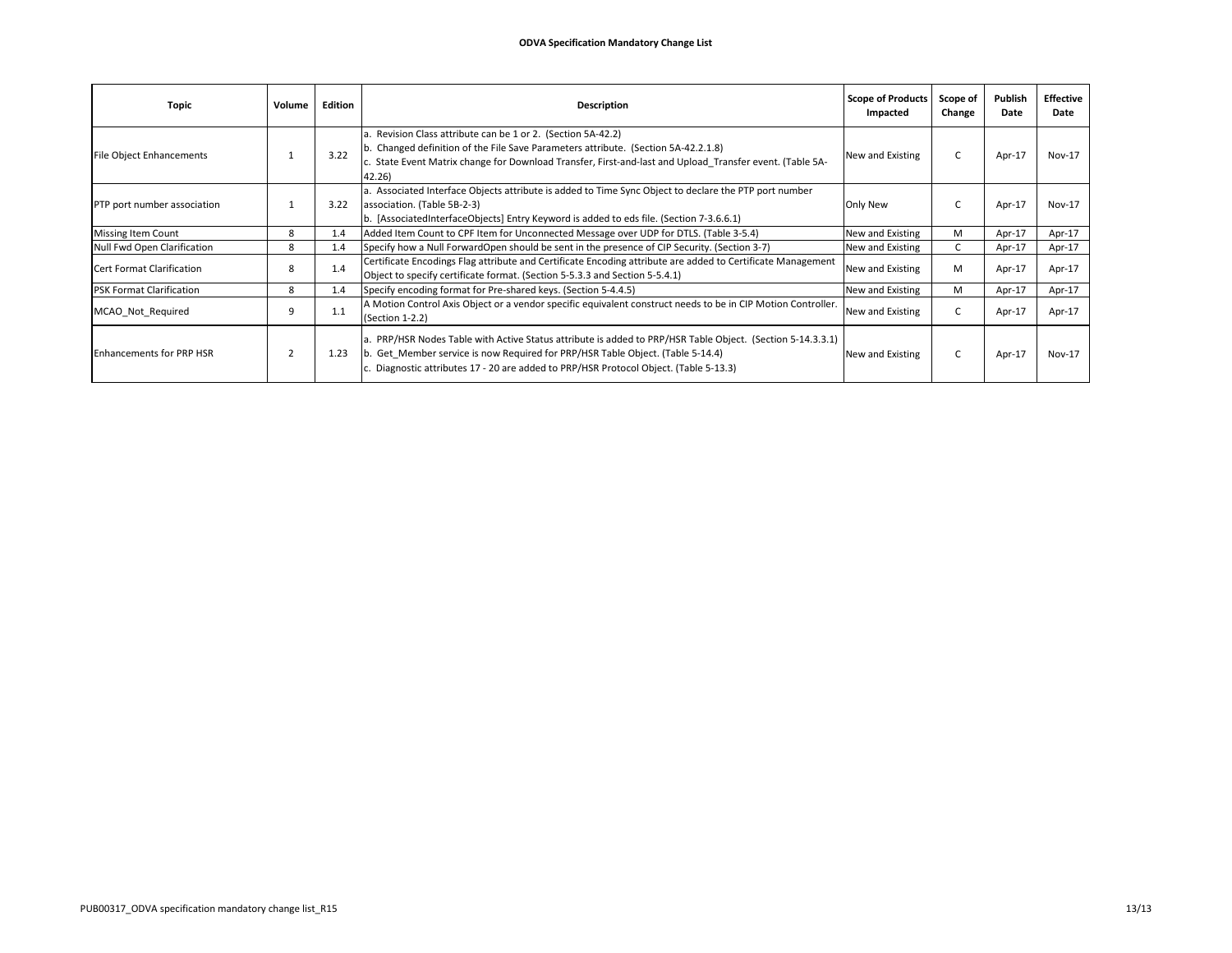**ODVA Specification Mandatory Change List**

| Topic | Volume | Edition | Description | Scope of Products Impacted | Scope of Change | Publish Date | Effective Date |
|---|---|---|---|---|---|---|---|
| File Object Enhancements | 1 | 3.22 | a. Revision Class attribute can be 1 or 2. (Section 5A-42.2)<br>b. Changed definition of the File Save Parameters attribute. (Section 5A-42.2.1.8)<br>c. State Event Matrix change for Download Transfer, First-and-last and Upload_Transfer event. (Table 5A-42.26) | New and Existing | C | Apr-17 | Nov-17 |
| PTP port number association | 1 | 3.22 | a. Associated Interface Objects attribute is added to Time Sync Object to declare the PTP port number association. (Table 5B-2-3)<br>b. [AssociatedInterfaceObjects] Entry Keyword is added to eds file. (Section 7-3.6.6.1) | Only New | C | Apr-17 | Nov-17 |
| Missing Item Count | 8 | 1.4 | Added Item Count to CPF Item for Unconnected Message over UDP for DTLS. (Table 3-5.4) | New and Existing | M | Apr-17 | Apr-17 |
| Null Fwd Open Clarification | 8 | 1.4 | Specify how a Null ForwardOpen should be sent in the presence of CIP Security. (Section 3-7) | New and Existing | C | Apr-17 | Apr-17 |
| Cert Format Clarification | 8 | 1.4 | Certificate Encodings Flag attribute and Certificate Encoding attribute are added to Certificate Management Object to specify certificate format. (Section 5-5.3.3 and Section 5-5.4.1) | New and Existing | M | Apr-17 | Apr-17 |
| PSK Format Clarification | 8 | 1.4 | Specify encoding format for Pre-shared keys. (Section 5-4.4.5) | New and Existing | M | Apr-17 | Apr-17 |
| MCAO_Not_Required | 9 | 1.1 | A Motion Control Axis Object or a vendor specific equivalent construct needs to be in CIP Motion Controller. (Section 1-2.2) | New and Existing | C | Apr-17 | Apr-17 |
| Enhancements for PRP HSR | 2 | 1.23 | a. PRP/HSR Nodes Table with Active Status attribute is added to PRP/HSR Table Object. (Section 5-14.3.3.1)<br>b. Get_Member service is now Required for PRP/HSR Table Object. (Table 5-14.4)<br>c. Diagnostic attributes 17 - 20 are added to PRP/HSR Protocol Object. (Table 5-13.3) | New and Existing | C | Apr-17 | Nov-17 |